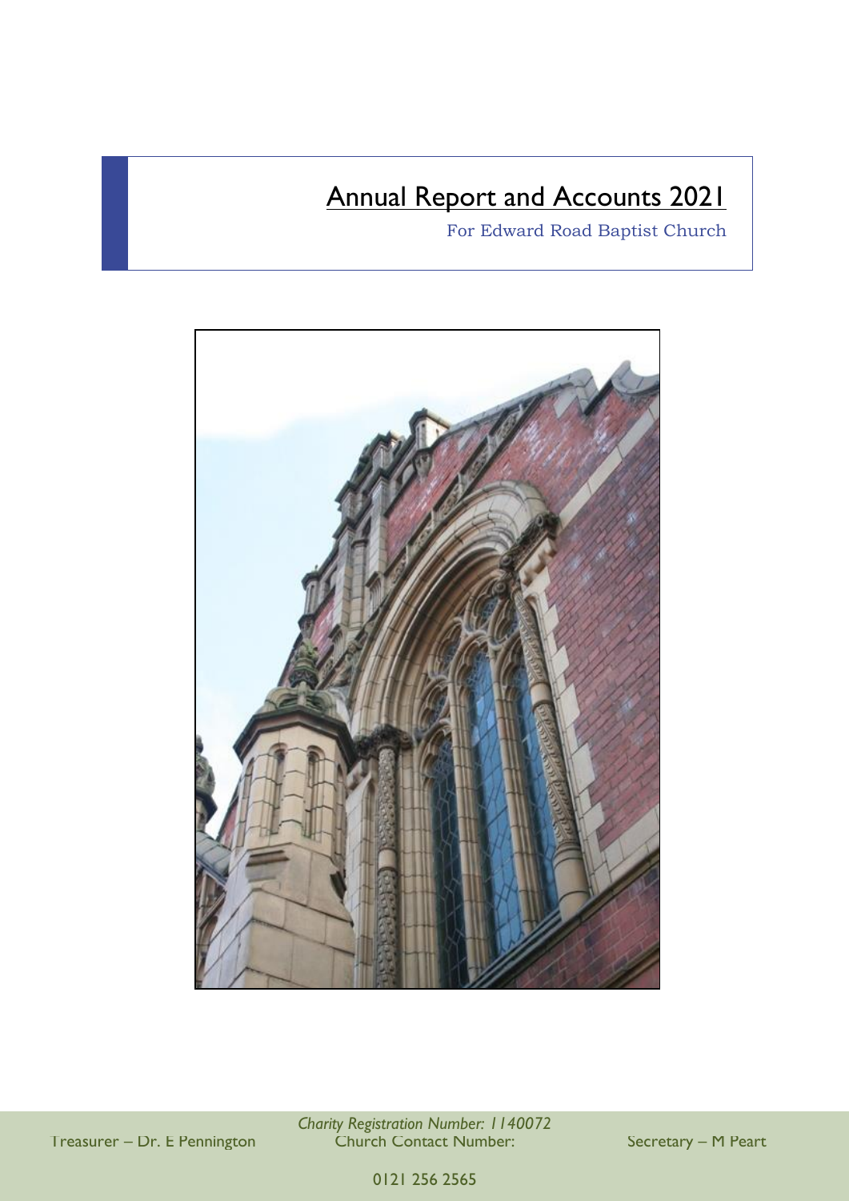# Annual Report and Accounts 2021

For Edward Road Baptist Church

*Charity Registration Number: 1140072*

Treasurer – Dr. E Pennington

Church Contact Number: 0121 256 2565

Secretary – M Peart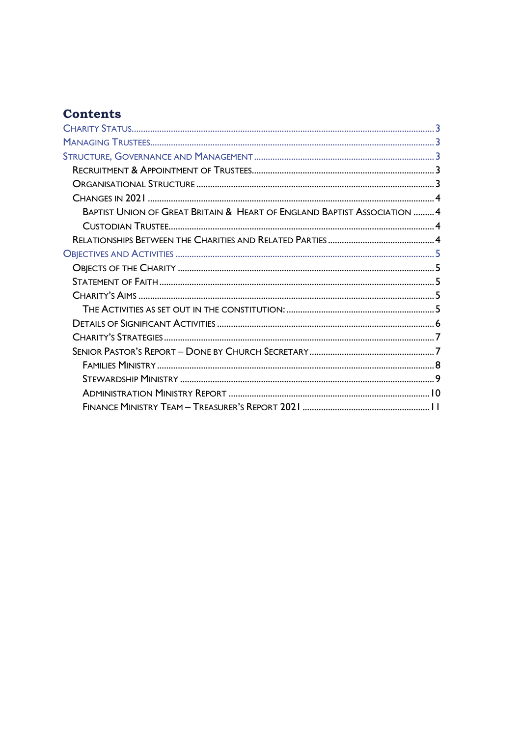# Contents

- Charity Status ..... 3
- Managing Trustees ..... 3
- Structure, Governance and Management ..... 3
  - Recruitment & Appointment of Trustees ..... 3
  - Organisational Structure ..... 3
  - Changes in 2021 ..... 4
    - Baptist Union of Great Britain & Heart of England Baptist Association ..... 4
    - Custodian Trustee ..... 4
  - Relationships Between the Charities and Related Parties ..... 4
- Objectives and Activities ..... 5
  - Objects of the Charity ..... 5
  - Statement of Faith ..... 5
  - Charity's Aims ..... 5
    - The Activities as set out in the constitution: ..... 5
  - Details of Significant Activities ..... 6
  - Charity's Strategies ..... 7
  - Senior Pastor's Report – Done by Church Secretary ..... 7
    - Families Ministry ..... 8
    - Stewardship Ministry ..... 9
    - Administration Ministry Report ..... 10
    - Finance Ministry Team – Treasurer's Report 2021 ..... 11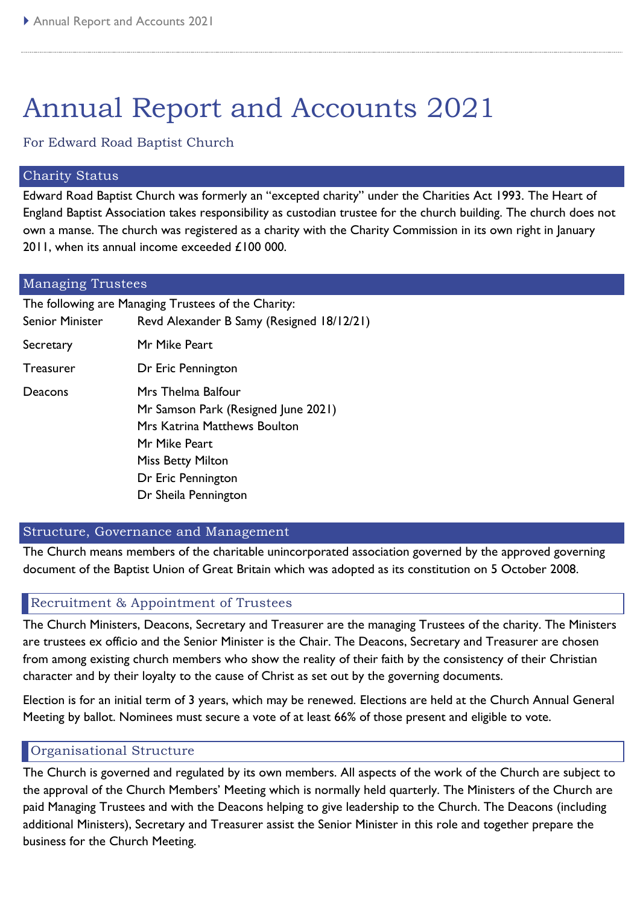# Annual Report and Accounts 2021

For Edward Road Baptist Church

## Charity Status

Edward Road Baptist Church was formerly an "excepted charity" under the Charities Act 1993. The Heart of England Baptist Association takes responsibility as custodian trustee for the church building. The church does not own a manse. The church was registered as a charity with the Charity Commission in its own right in January 2011, when its annual income exceeded £100 000.

## Managing Trustees

The following are Managing Trustees of the Charity:

| | |
|---|---|
| Senior Minister | Revd Alexander B Samy (Resigned 18/12/21) |
| Secretary | Mr Mike Peart |
| Treasurer | Dr Eric Pennington |
| Deacons | Mrs Thelma Balfour<br>Mr Samson Park (Resigned June 2021)<br>Mrs Katrina Matthews Boulton<br>Mr Mike Peart<br>Miss Betty Milton<br>Dr Eric Pennington<br>Dr Sheila Pennington |

## Structure, Governance and Management

The Church means members of the charitable unincorporated association governed by the approved governing document of the Baptist Union of Great Britain which was adopted as its constitution on 5 October 2008.

### Recruitment & Appointment of Trustees

The Church Ministers, Deacons, Secretary and Treasurer are the managing Trustees of the charity. The Ministers are trustees ex officio and the Senior Minister is the Chair. The Deacons, Secretary and Treasurer are chosen from among existing church members who show the reality of their faith by the consistency of their Christian character and by their loyalty to the cause of Christ as set out by the governing documents.

Election is for an initial term of 3 years, which may be renewed. Elections are held at the Church Annual General Meeting by ballot. Nominees must secure a vote of at least 66% of those present and eligible to vote.

### Organisational Structure

The Church is governed and regulated by its own members. All aspects of the work of the Church are subject to the approval of the Church Members' Meeting which is normally held quarterly. The Ministers of the Church are paid Managing Trustees and with the Deacons helping to give leadership to the Church. The Deacons (including additional Ministers), Secretary and Treasurer assist the Senior Minister in this role and together prepare the business for the Church Meeting.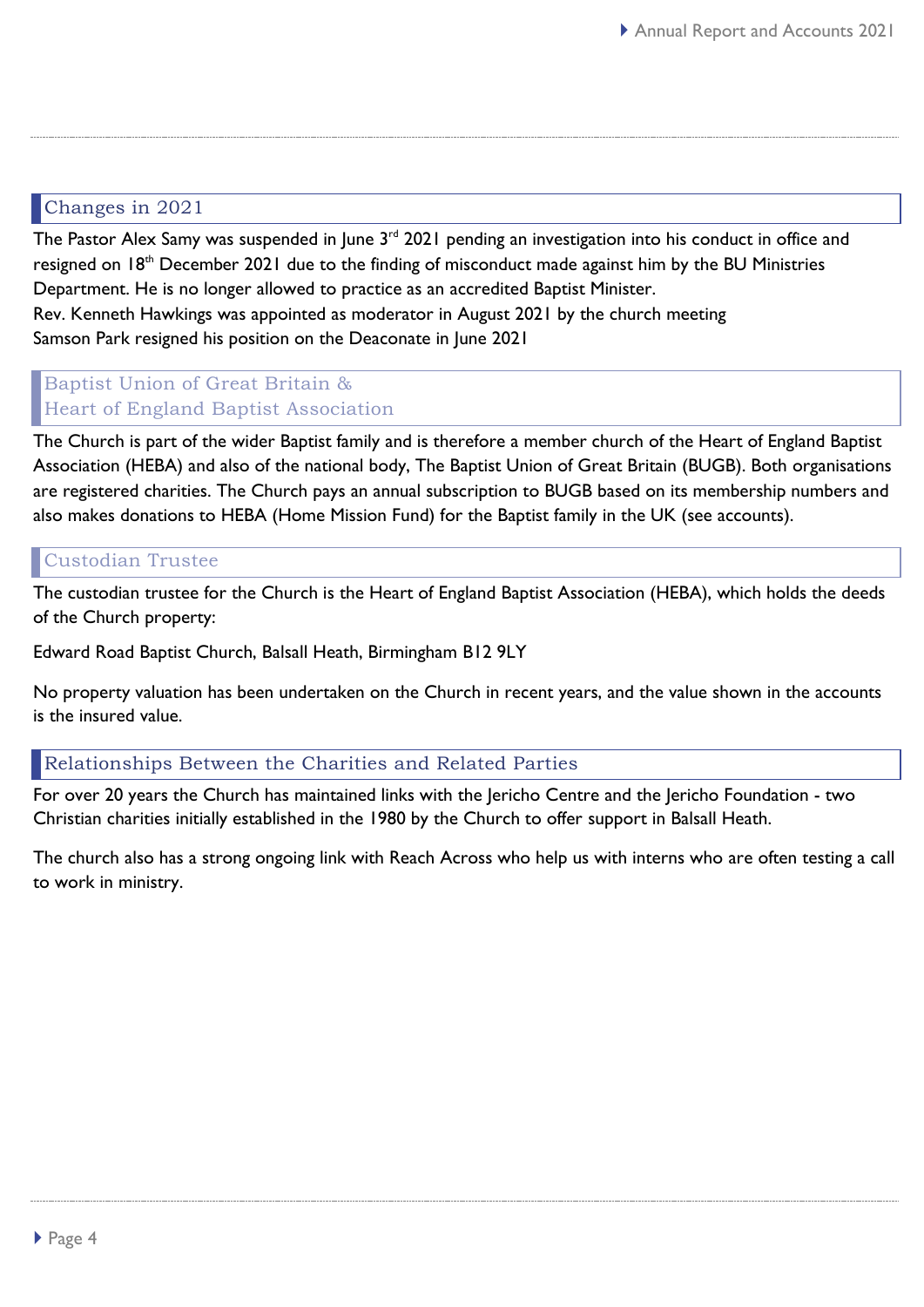## Changes in 2021

The Pastor Alex Samy was suspended in June 3rd 2021 pending an investigation into his conduct in office and resigned on 18th December 2021 due to the finding of misconduct made against him by the BU Ministries Department. He is no longer allowed to practice as an accredited Baptist Minister.
Rev. Kenneth Hawkings was appointed as moderator in August 2021 by the church meeting
Samson Park resigned his position on the Deaconate in June 2021

## Baptist Union of Great Britain & Heart of England Baptist Association

The Church is part of the wider Baptist family and is therefore a member church of the Heart of England Baptist Association (HEBA) and also of the national body, The Baptist Union of Great Britain (BUGB). Both organisations are registered charities. The Church pays an annual subscription to BUGB based on its membership numbers and also makes donations to HEBA (Home Mission Fund) for the Baptist family in the UK (see accounts).

## Custodian Trustee

The custodian trustee for the Church is the Heart of England Baptist Association (HEBA), which holds the deeds of the Church property:

Edward Road Baptist Church, Balsall Heath, Birmingham B12 9LY

No property valuation has been undertaken on the Church in recent years, and the value shown in the accounts is the insured value.

## Relationships Between the Charities and Related Parties

For over 20 years the Church has maintained links with the Jericho Centre and the Jericho Foundation - two Christian charities initially established in the 1980 by the Church to offer support in Balsall Heath.

The church also has a strong ongoing link with Reach Across who help us with interns who are often testing a call to work in ministry.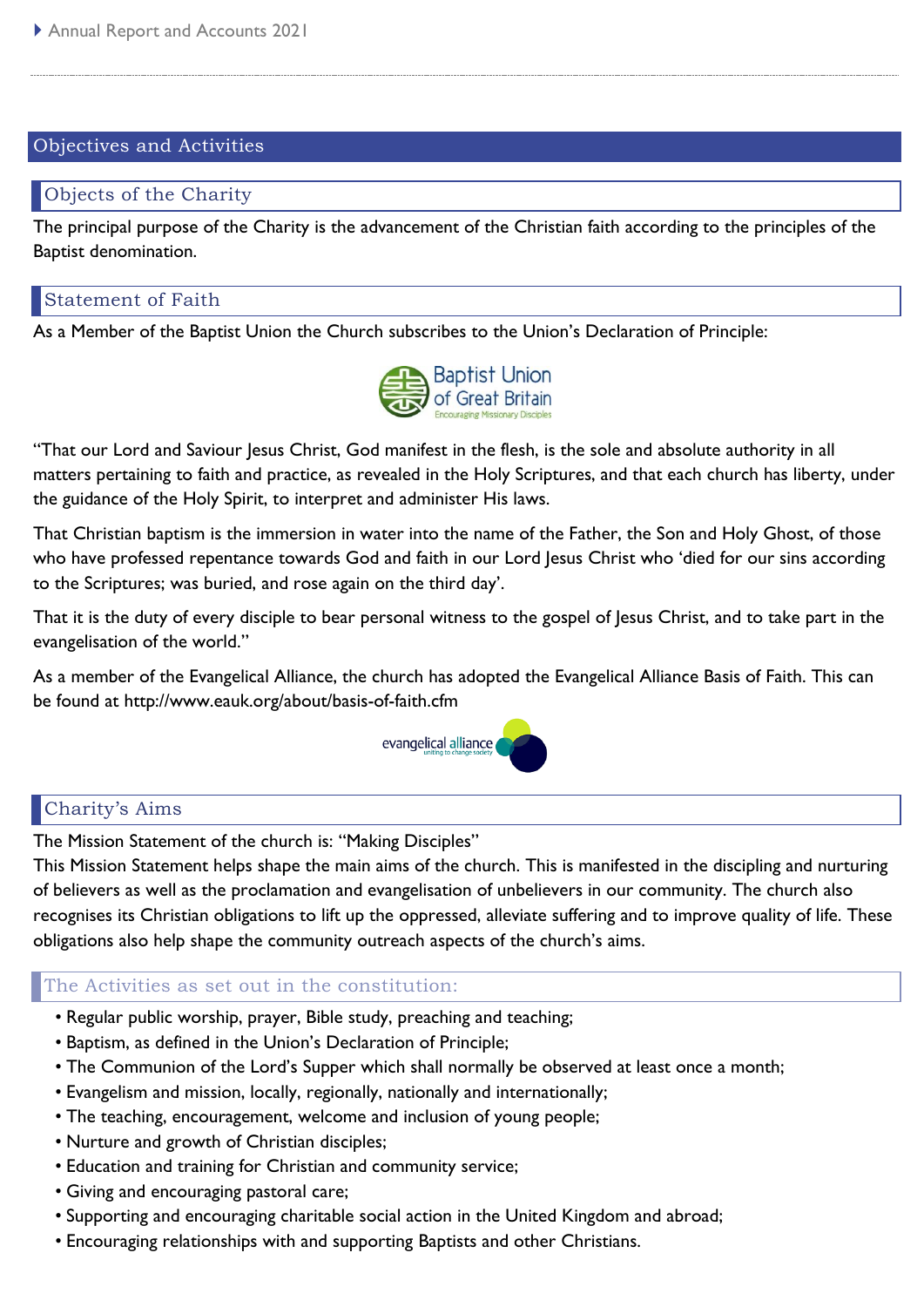## Objectives and Activities

### Objects of the Charity

The principal purpose of the Charity is the advancement of the Christian faith according to the principles of the Baptist denomination.

### Statement of Faith

As a Member of the Baptist Union the Church subscribes to the Union's Declaration of Principle:

"That our Lord and Saviour Jesus Christ, God manifest in the flesh, is the sole and absolute authority in all matters pertaining to faith and practice, as revealed in the Holy Scriptures, and that each church has liberty, under the guidance of the Holy Spirit, to interpret and administer His laws.

That Christian baptism is the immersion in water into the name of the Father, the Son and Holy Ghost, of those who have professed repentance towards God and faith in our Lord Jesus Christ who 'died for our sins according to the Scriptures; was buried, and rose again on the third day'.

That it is the duty of every disciple to bear personal witness to the gospel of Jesus Christ, and to take part in the evangelisation of the world."

As a member of the Evangelical Alliance, the church has adopted the Evangelical Alliance Basis of Faith. This can be found at http://www.eauk.org/about/basis-of-faith.cfm

### Charity's Aims

The Mission Statement of the church is: "Making Disciples"

This Mission Statement helps shape the main aims of the church. This is manifested in the discipling and nurturing of believers as well as the proclamation and evangelisation of unbelievers in our community. The church also recognises its Christian obligations to lift up the oppressed, alleviate suffering and to improve quality of life. These obligations also help shape the community outreach aspects of the church's aims.

### The Activities as set out in the constitution:

- Regular public worship, prayer, Bible study, preaching and teaching;
- Baptism, as defined in the Union's Declaration of Principle;
- The Communion of the Lord's Supper which shall normally be observed at least once a month;
- Evangelism and mission, locally, regionally, nationally and internationally;
- The teaching, encouragement, welcome and inclusion of young people;
- Nurture and growth of Christian disciples;
- Education and training for Christian and community service;
- Giving and encouraging pastoral care;
- Supporting and encouraging charitable social action in the United Kingdom and abroad;
- Encouraging relationships with and supporting Baptists and other Christians.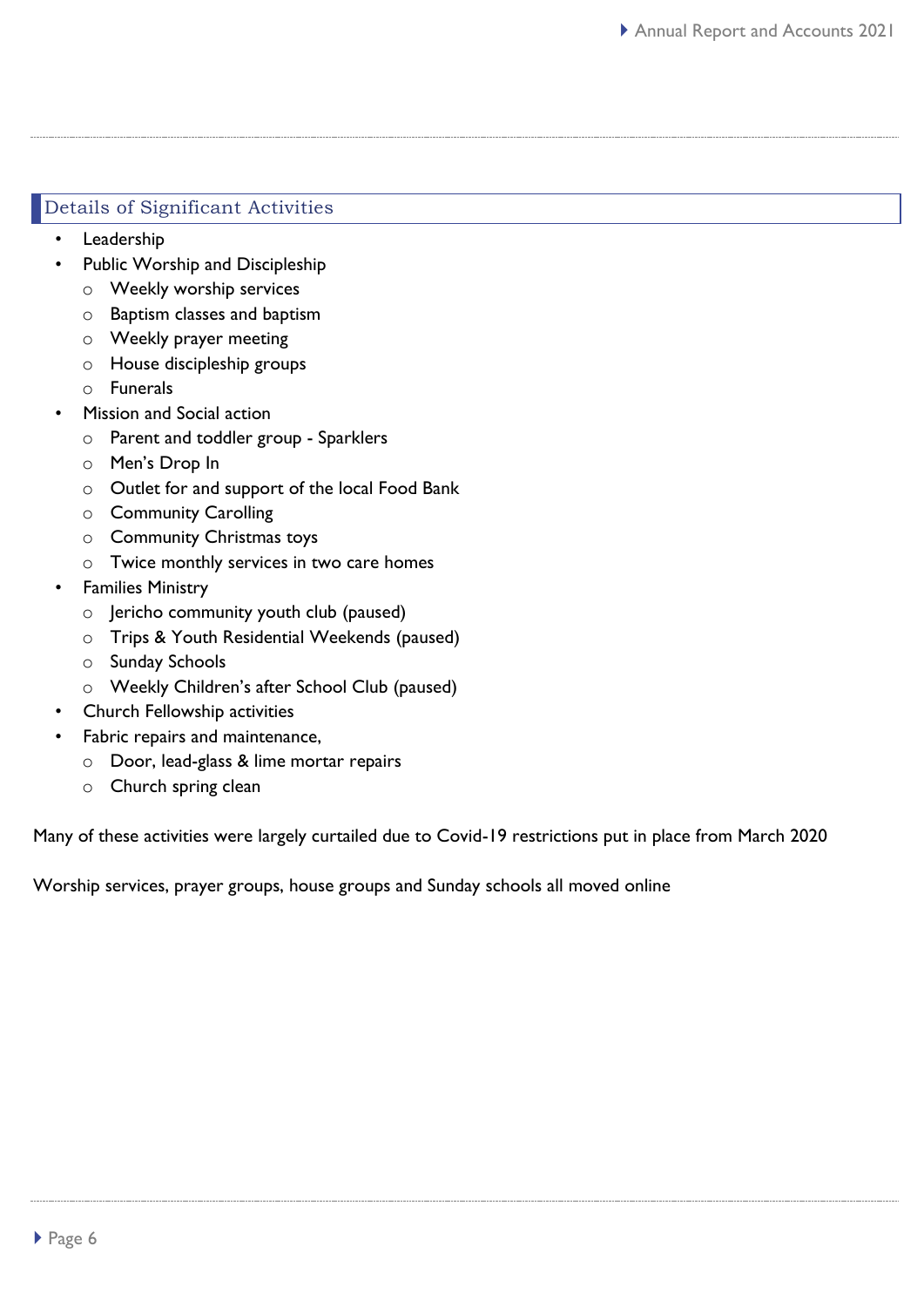## Details of Significant Activities

- Leadership
- Public Worship and Discipleship
  - Weekly worship services
  - Baptism classes and baptism
  - Weekly prayer meeting
  - House discipleship groups
  - Funerals
- Mission and Social action
  - Parent and toddler group - Sparklers
  - Men's Drop In
  - Outlet for and support of the local Food Bank
  - Community Carolling
  - Community Christmas toys
  - Twice monthly services in two care homes
- Families Ministry
  - Jericho community youth club (paused)
  - Trips & Youth Residential Weekends (paused)
  - Sunday Schools
  - Weekly Children's after School Club (paused)
- Church Fellowship activities
- Fabric repairs and maintenance,
  - Door, lead-glass & lime mortar repairs
  - Church spring clean

Many of these activities were largely curtailed due to Covid-19 restrictions put in place from March 2020

Worship services, prayer groups, house groups and Sunday schools all moved online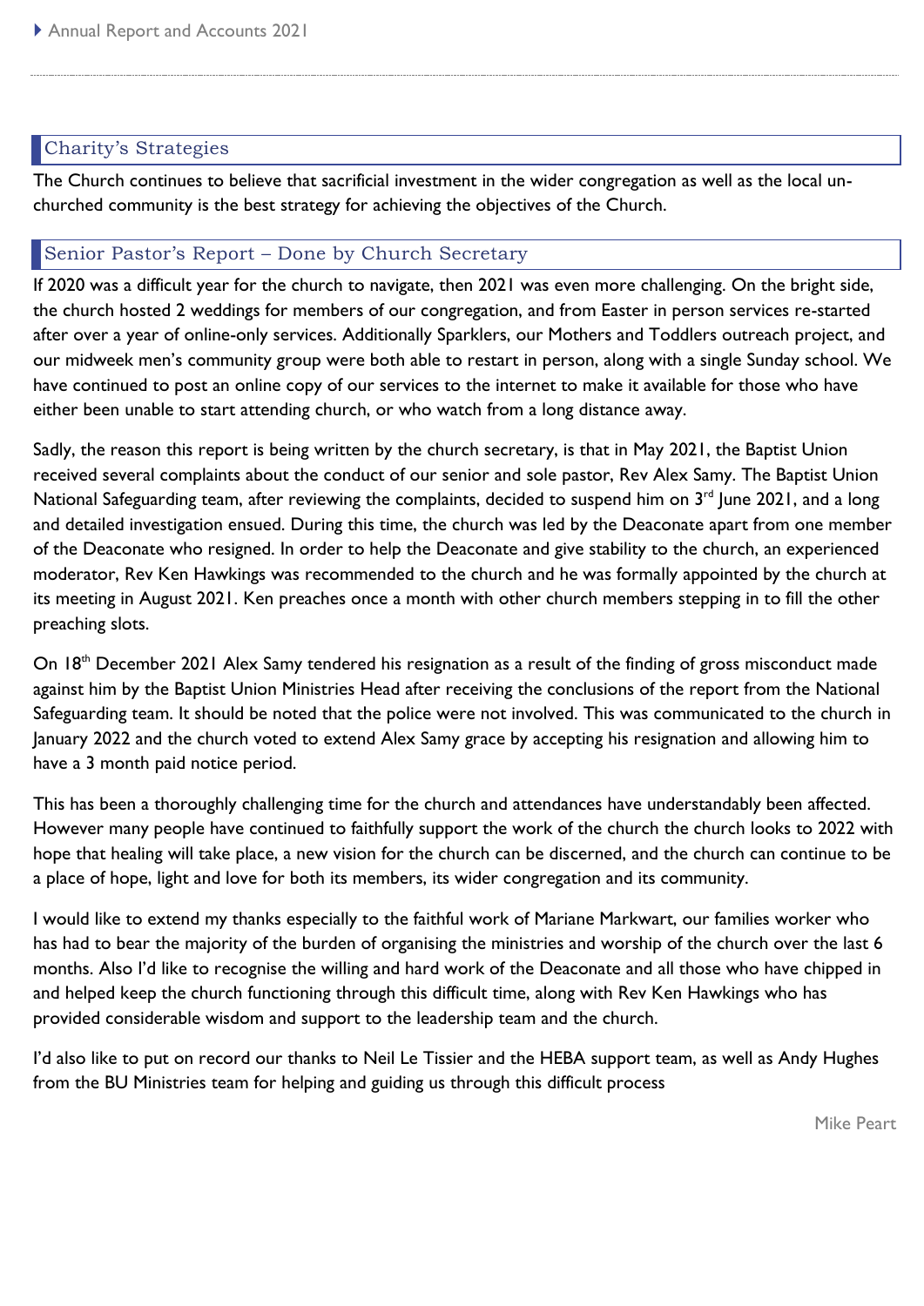## Charity's Strategies

The Church continues to believe that sacrificial investment in the wider congregation as well as the local un-churched community is the best strategy for achieving the objectives of the Church.

## Senior Pastor's Report – Done by Church Secretary

If 2020 was a difficult year for the church to navigate, then 2021 was even more challenging. On the bright side, the church hosted 2 weddings for members of our congregation, and from Easter in person services re-started after over a year of online-only services. Additionally Sparklers, our Mothers and Toddlers outreach project, and our midweek men's community group were both able to restart in person, along with a single Sunday school. We have continued to post an online copy of our services to the internet to make it available for those who have either been unable to start attending church, or who watch from a long distance away.

Sadly, the reason this report is being written by the church secretary, is that in May 2021, the Baptist Union received several complaints about the conduct of our senior and sole pastor, Rev Alex Samy. The Baptist Union National Safeguarding team, after reviewing the complaints, decided to suspend him on 3rd June 2021, and a long and detailed investigation ensued. During this time, the church was led by the Deaconate apart from one member of the Deaconate who resigned. In order to help the Deaconate and give stability to the church, an experienced moderator, Rev Ken Hawkings was recommended to the church and he was formally appointed by the church at its meeting in August 2021. Ken preaches once a month with other church members stepping in to fill the other preaching slots.

On 18th December 2021 Alex Samy tendered his resignation as a result of the finding of gross misconduct made against him by the Baptist Union Ministries Head after receiving the conclusions of the report from the National Safeguarding team. It should be noted that the police were not involved. This was communicated to the church in January 2022 and the church voted to extend Alex Samy grace by accepting his resignation and allowing him to have a 3 month paid notice period.

This has been a thoroughly challenging time for the church and attendances have understandably been affected. However many people have continued to faithfully support the work of the church the church looks to 2022 with hope that healing will take place, a new vision for the church can be discerned, and the church can continue to be a place of hope, light and love for both its members, its wider congregation and its community.

I would like to extend my thanks especially to the faithful work of Mariane Markwart, our families worker who has had to bear the majority of the burden of organising the ministries and worship of the church over the last 6 months. Also I'd like to recognise the willing and hard work of the Deaconate and all those who have chipped in and helped keep the church functioning through this difficult time, along with Rev Ken Hawkings who has provided considerable wisdom and support to the leadership team and the church.

I'd also like to put on record our thanks to Neil Le Tissier and the HEBA support team, as well as Andy Hughes from the BU Ministries team for helping and guiding us through this difficult process

Mike Peart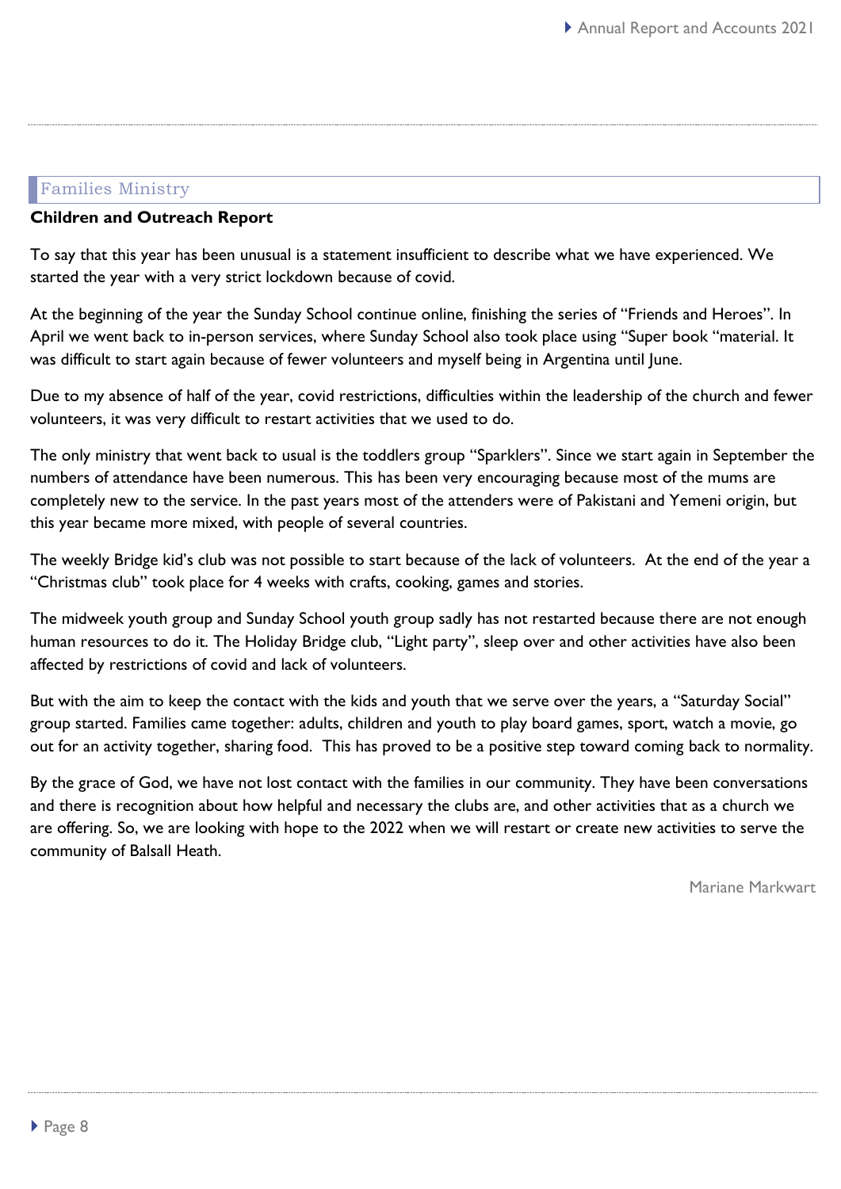## Families Ministry

### Children and Outreach Report

To say that this year has been unusual is a statement insufficient to describe what we have experienced. We started the year with a very strict lockdown because of covid.

At the beginning of the year the Sunday School continue online, finishing the series of "Friends and Heroes". In April we went back to in-person services, where Sunday School also took place using "Super book "material. It was difficult to start again because of fewer volunteers and myself being in Argentina until June.

Due to my absence of half of the year, covid restrictions, difficulties within the leadership of the church and fewer volunteers, it was very difficult to restart activities that we used to do.

The only ministry that went back to usual is the toddlers group "Sparklers". Since we start again in September the numbers of attendance have been numerous. This has been very encouraging because most of the mums are completely new to the service. In the past years most of the attenders were of Pakistani and Yemeni origin, but this year became more mixed, with people of several countries.

The weekly Bridge kid's club was not possible to start because of the lack of volunteers. At the end of the year a "Christmas club" took place for 4 weeks with crafts, cooking, games and stories.

The midweek youth group and Sunday School youth group sadly has not restarted because there are not enough human resources to do it. The Holiday Bridge club, "Light party", sleep over and other activities have also been affected by restrictions of covid and lack of volunteers.

But with the aim to keep the contact with the kids and youth that we serve over the years, a "Saturday Social" group started. Families came together: adults, children and youth to play board games, sport, watch a movie, go out for an activity together, sharing food. This has proved to be a positive step toward coming back to normality.

By the grace of God, we have not lost contact with the families in our community. They have been conversations and there is recognition about how helpful and necessary the clubs are, and other activities that as a church we are offering. So, we are looking with hope to the 2022 when we will restart or create new activities to serve the community of Balsall Heath.

Mariane Markwart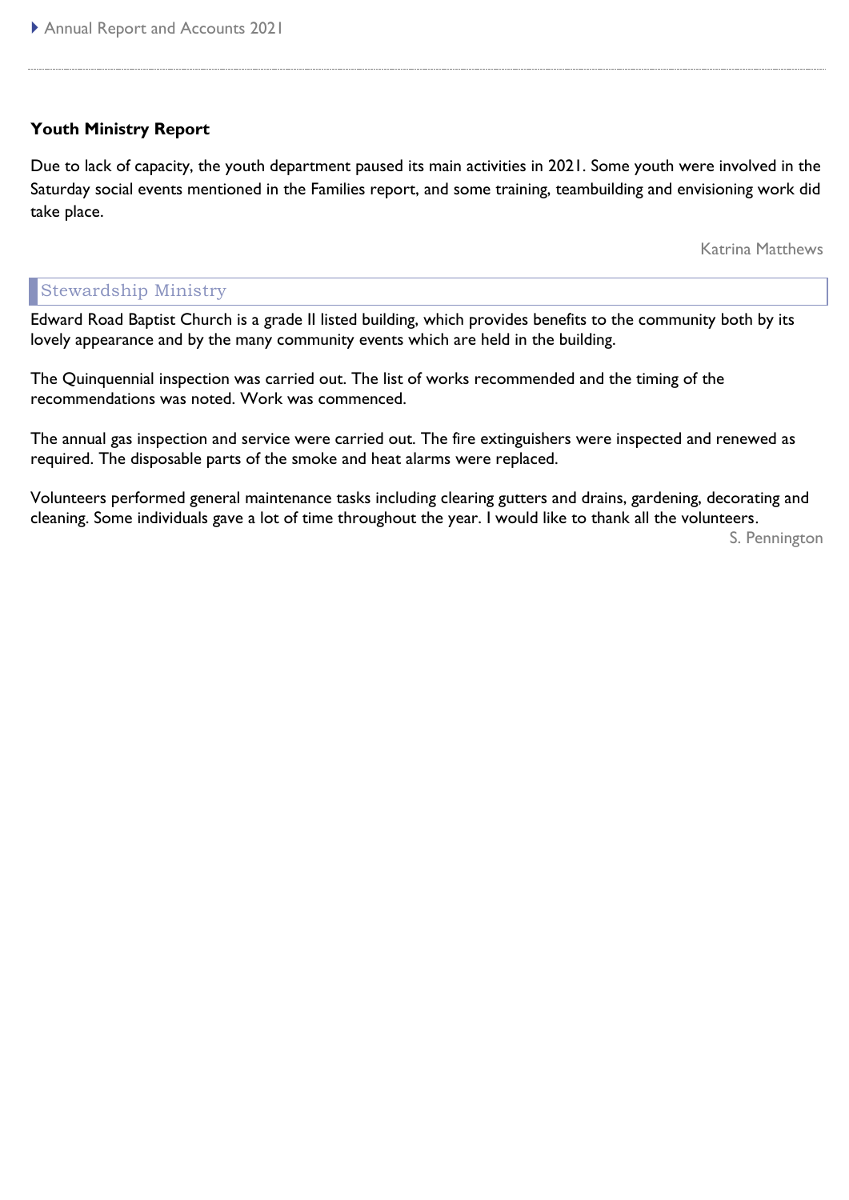## Youth Ministry Report

Due to lack of capacity, the youth department paused its main activities in 2021. Some youth were involved in the Saturday social events mentioned in the Families report, and some training, teambuilding and envisioning work did take place.

Katrina Matthews

## Stewardship Ministry

Edward Road Baptist Church is a grade II listed building, which provides benefits to the community both by its lovely appearance and by the many community events which are held in the building.

The Quinquennial inspection was carried out. The list of works recommended and the timing of the recommendations was noted. Work was commenced.

The annual gas inspection and service were carried out. The fire extinguishers were inspected and renewed as required. The disposable parts of the smoke and heat alarms were replaced.

Volunteers performed general maintenance tasks including clearing gutters and drains, gardening, decorating and cleaning. Some individuals gave a lot of time throughout the year. I would like to thank all the volunteers.

S. Pennington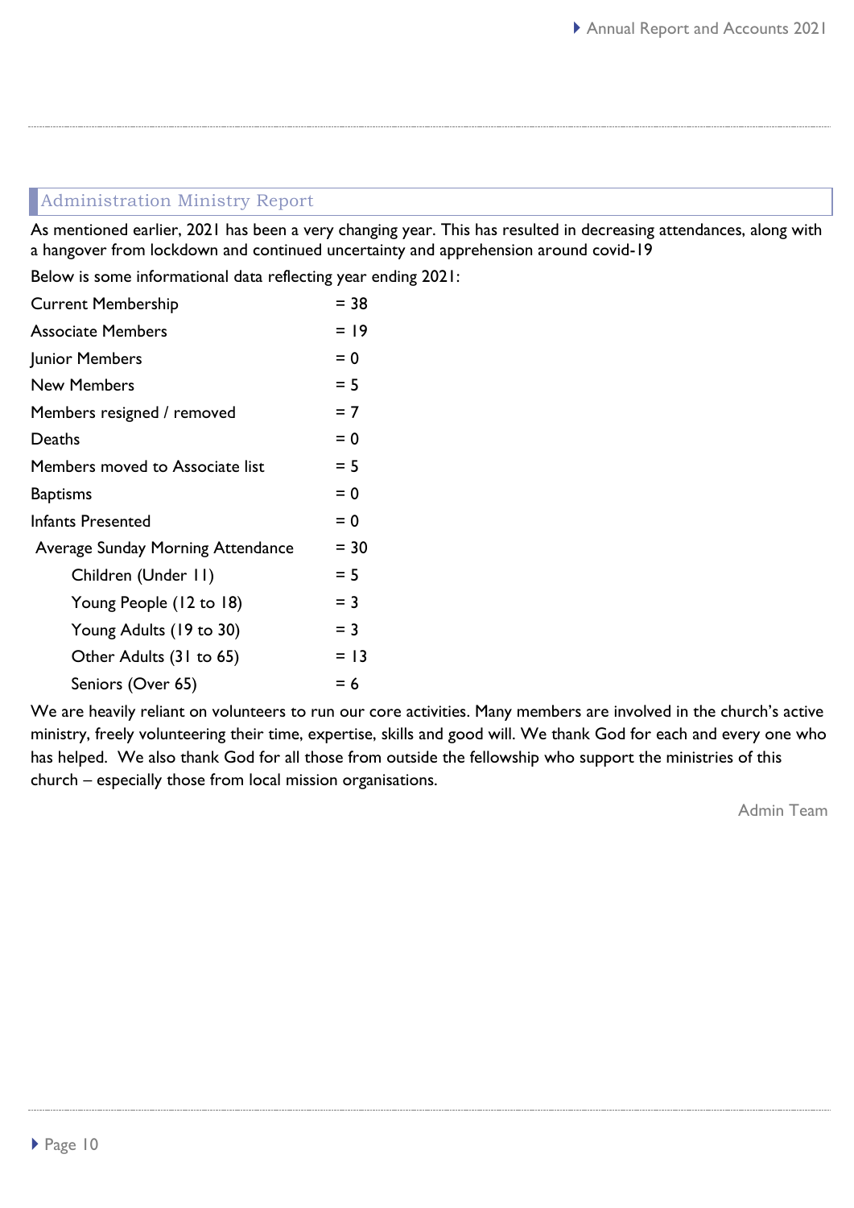## Administration Ministry Report

As mentioned earlier, 2021 has been a very changing year. This has resulted in decreasing attendances, along with a hangover from lockdown and continued uncertainty and apprehension around covid-19

Below is some informational data reflecting year ending 2021:

| | |
|---|---|
| Current Membership | = 38 |
| Associate Members | = 19 |
| Junior Members | = 0 |
| New Members | = 5 |
| Members resigned / removed | = 7 |
| Deaths | = 0 |
| Members moved to Associate list | = 5 |
| Baptisms | = 0 |
| Infants Presented | = 0 |
| Average Sunday Morning Attendance | = 30 |
| Children (Under 11) | = 5 |
| Young People (12 to 18) | = 3 |
| Young Adults (19 to 30) | = 3 |
| Other Adults (31 to 65) | = 13 |
| Seniors (Over 65) | = 6 |

We are heavily reliant on volunteers to run our core activities. Many members are involved in the church's active ministry, freely volunteering their time, expertise, skills and good will. We thank God for each and every one who has helped. We also thank God for all those from outside the fellowship who support the ministries of this church – especially those from local mission organisations.

Admin Team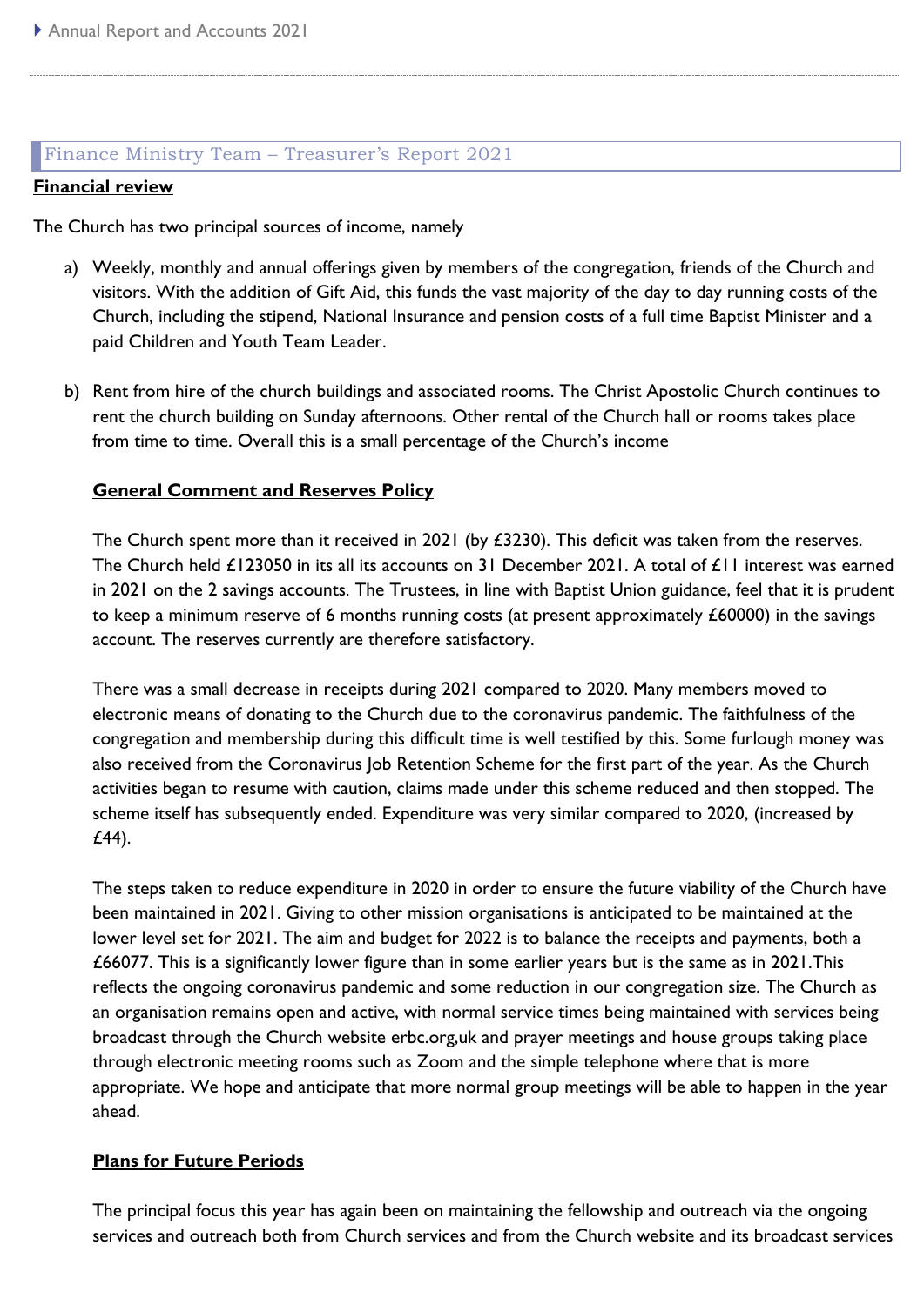## Finance Ministry Team – Treasurer's Report 2021

**Financial review**

The Church has two principal sources of income, namely

a) Weekly, monthly and annual offerings given by members of the congregation, friends of the Church and visitors. With the addition of Gift Aid, this funds the vast majority of the day to day running costs of the Church, including the stipend, National Insurance and pension costs of a full time Baptist Minister and a paid Children and Youth Team Leader.

b) Rent from hire of the church buildings and associated rooms. The Christ Apostolic Church continues to rent the church building on Sunday afternoons. Other rental of the Church hall or rooms takes place from time to time. Overall this is a small percentage of the Church's income

**General Comment and Reserves Policy**

The Church spent more than it received in 2021 (by £3230). This deficit was taken from the reserves. The Church held £123050 in its all its accounts on 31 December 2021. A total of £11 interest was earned in 2021 on the 2 savings accounts. The Trustees, in line with Baptist Union guidance, feel that it is prudent to keep a minimum reserve of 6 months running costs (at present approximately £60000) in the savings account. The reserves currently are therefore satisfactory.

There was a small decrease in receipts during 2021 compared to 2020. Many members moved to electronic means of donating to the Church due to the coronavirus pandemic. The faithfulness of the congregation and membership during this difficult time is well testified by this. Some furlough money was also received from the Coronavirus Job Retention Scheme for the first part of the year. As the Church activities began to resume with caution, claims made under this scheme reduced and then stopped. The scheme itself has subsequently ended. Expenditure was very similar compared to 2020, (increased by £44).

The steps taken to reduce expenditure in 2020 in order to ensure the future viability of the Church have been maintained in 2021. Giving to other mission organisations is anticipated to be maintained at the lower level set for 2021. The aim and budget for 2022 is to balance the receipts and payments, both a £66077. This is a significantly lower figure than in some earlier years but is the same as in 2021.This reflects the ongoing coronavirus pandemic and some reduction in our congregation size. The Church as an organisation remains open and active, with normal service times being maintained with services being broadcast through the Church website erbc.org,uk and prayer meetings and house groups taking place through electronic meeting rooms such as Zoom and the simple telephone where that is more appropriate. We hope and anticipate that more normal group meetings will be able to happen in the year ahead.

**Plans for Future Periods**

The principal focus this year has again been on maintaining the fellowship and outreach via the ongoing services and outreach both from Church services and from the Church website and its broadcast services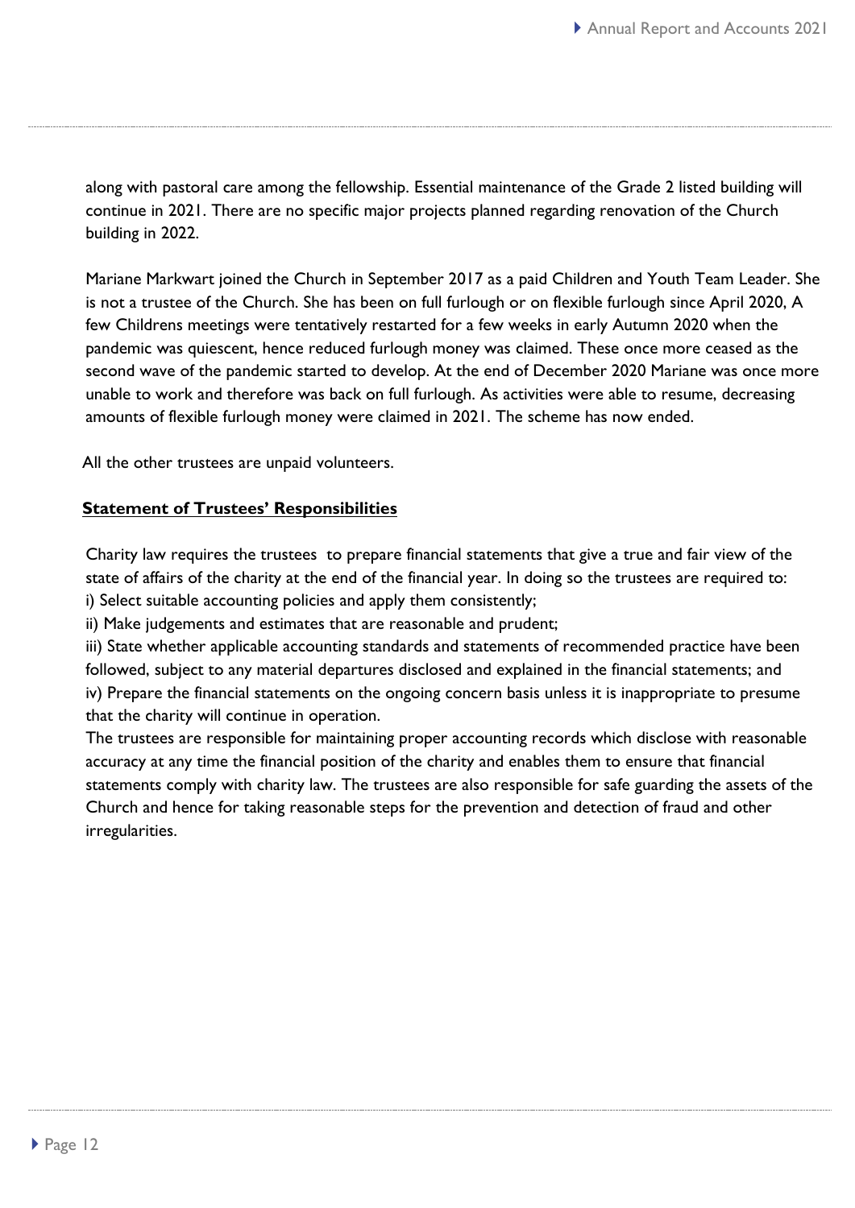along with pastoral care among the fellowship. Essential maintenance of the Grade 2 listed building will continue in 2021. There are no specific major projects planned regarding renovation of the Church building in 2022.

Mariane Markwart joined the Church in September 2017 as a paid Children and Youth Team Leader. She is not a trustee of the Church. She has been on full furlough or on flexible furlough since April 2020, A few Childrens meetings were tentatively restarted for a few weeks in early Autumn 2020 when the pandemic was quiescent, hence reduced furlough money was claimed. These once more ceased as the second wave of the pandemic started to develop. At the end of December 2020 Mariane was once more unable to work and therefore was back on full furlough. As activities were able to resume, decreasing amounts of flexible furlough money were claimed in 2021. The scheme has now ended.

All the other trustees are unpaid volunteers.

## **Statement of Trustees' Responsibilities**

Charity law requires the trustees to prepare financial statements that give a true and fair view of the state of affairs of the charity at the end of the financial year. In doing so the trustees are required to:

i) Select suitable accounting policies and apply them consistently;

ii) Make judgements and estimates that are reasonable and prudent;

iii) State whether applicable accounting standards and statements of recommended practice have been followed, subject to any material departures disclosed and explained in the financial statements; and

iv) Prepare the financial statements on the ongoing concern basis unless it is inappropriate to presume that the charity will continue in operation.

The trustees are responsible for maintaining proper accounting records which disclose with reasonable accuracy at any time the financial position of the charity and enables them to ensure that financial statements comply with charity law. The trustees are also responsible for safe guarding the assets of the Church and hence for taking reasonable steps for the prevention and detection of fraud and other irregularities.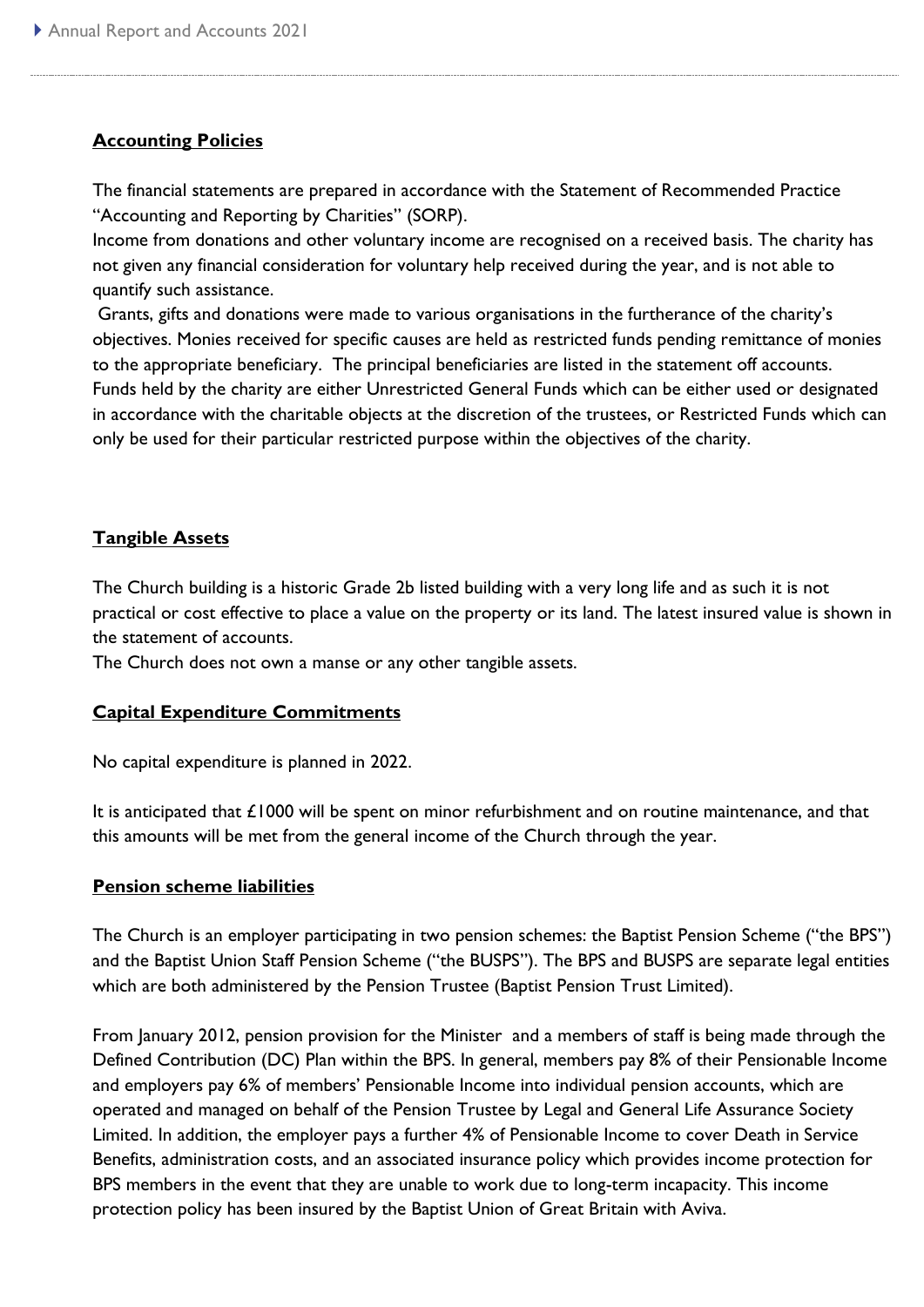## Accounting Policies

The financial statements are prepared in accordance with the Statement of Recommended Practice "Accounting and Reporting by Charities" (SORP).
Income from donations and other voluntary income are recognised on a received basis. The charity has not given any financial consideration for voluntary help received during the year, and is not able to quantify such assistance.
Grants, gifts and donations were made to various organisations in the furtherance of the charity's objectives. Monies received for specific causes are held as restricted funds pending remittance of monies to the appropriate beneficiary. The principal beneficiaries are listed in the statement off accounts.
Funds held by the charity are either Unrestricted General Funds which can be either used or designated in accordance with the charitable objects at the discretion of the trustees, or Restricted Funds which can only be used for their particular restricted purpose within the objectives of the charity.

## Tangible Assets

The Church building is a historic Grade 2b listed building with a very long life and as such it is not practical or cost effective to place a value on the property or its land. The latest insured value is shown in the statement of accounts.
The Church does not own a manse or any other tangible assets.

## Capital Expenditure Commitments

No capital expenditure is planned in 2022.

It is anticipated that £1000 will be spent on minor refurbishment and on routine maintenance, and that this amounts will be met from the general income of the Church through the year.

## Pension scheme liabilities

The Church is an employer participating in two pension schemes: the Baptist Pension Scheme ("the BPS") and the Baptist Union Staff Pension Scheme ("the BUSPS"). The BPS and BUSPS are separate legal entities which are both administered by the Pension Trustee (Baptist Pension Trust Limited).

From January 2012, pension provision for the Minister and a members of staff is being made through the Defined Contribution (DC) Plan within the BPS. In general, members pay 8% of their Pensionable Income and employers pay 6% of members' Pensionable Income into individual pension accounts, which are operated and managed on behalf of the Pension Trustee by Legal and General Life Assurance Society Limited. In addition, the employer pays a further 4% of Pensionable Income to cover Death in Service Benefits, administration costs, and an associated insurance policy which provides income protection for BPS members in the event that they are unable to work due to long-term incapacity. This income protection policy has been insured by the Baptist Union of Great Britain with Aviva.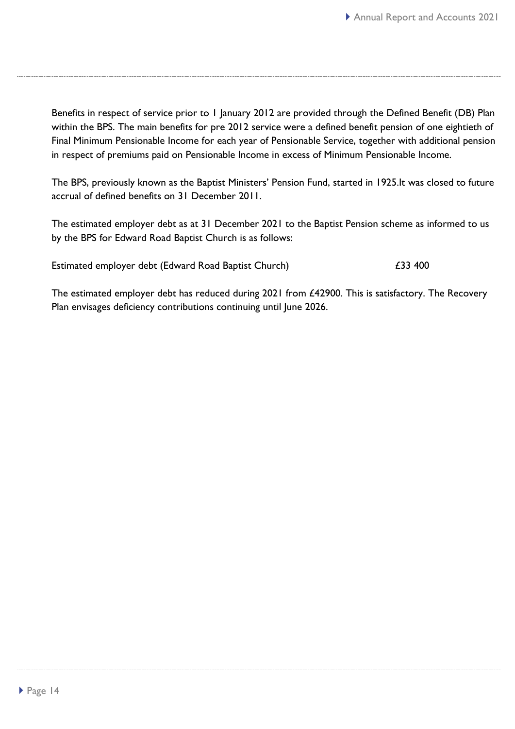Benefits in respect of service prior to 1 January 2012 are provided through the Defined Benefit (DB) Plan within the BPS. The main benefits for pre 2012 service were a defined benefit pension of one eightieth of Final Minimum Pensionable Income for each year of Pensionable Service, together with additional pension in respect of premiums paid on Pensionable Income in excess of Minimum Pensionable Income.

The BPS, previously known as the Baptist Ministers' Pension Fund, started in 1925.It was closed to future accrual of defined benefits on 31 December 2011.

The estimated employer debt as at 31 December 2021 to the Baptist Pension scheme as informed to us by the BPS for Edward Road Baptist Church is as follows:

| Estimated employer debt (Edward Road Baptist Church) | £33 400 |
|---|---|

The estimated employer debt has reduced during 2021 from £42900. This is satisfactory. The Recovery Plan envisages deficiency contributions continuing until June 2026.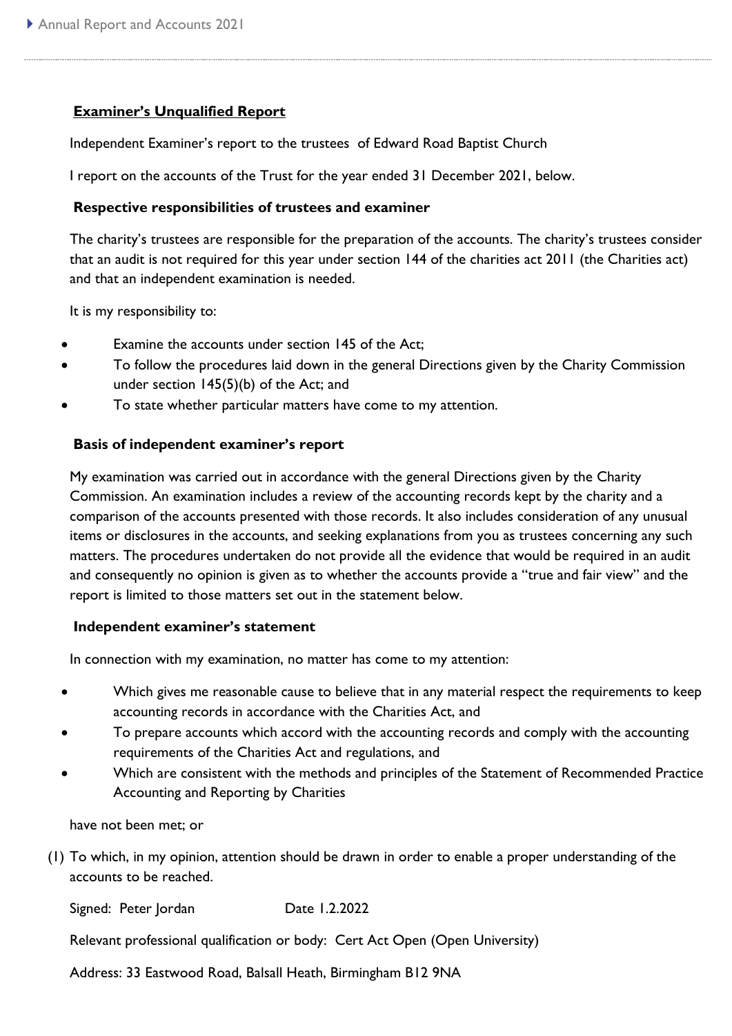## Examiner's Unqualified Report

Independent Examiner's report to the trustees of Edward Road Baptist Church

I report on the accounts of the Trust for the year ended 31 December 2021, below.

### Respective responsibilities of trustees and examiner

The charity's trustees are responsible for the preparation of the accounts. The charity's trustees consider that an audit is not required for this year under section 144 of the charities act 2011 (the Charities act) and that an independent examination is needed.

It is my responsibility to:

- Examine the accounts under section 145 of the Act;
- To follow the procedures laid down in the general Directions given by the Charity Commission under section 145(5)(b) of the Act; and
- To state whether particular matters have come to my attention.

### Basis of independent examiner's report

My examination was carried out in accordance with the general Directions given by the Charity Commission. An examination includes a review of the accounting records kept by the charity and a comparison of the accounts presented with those records. It also includes consideration of any unusual items or disclosures in the accounts, and seeking explanations from you as trustees concerning any such matters. The procedures undertaken do not provide all the evidence that would be required in an audit and consequently no opinion is given as to whether the accounts provide a "true and fair view" and the report is limited to those matters set out in the statement below.

### Independent examiner's statement

In connection with my examination, no matter has come to my attention:

- Which gives me reasonable cause to believe that in any material respect the requirements to keep accounting records in accordance with the Charities Act, and
- To prepare accounts which accord with the accounting records and comply with the accounting requirements of the Charities Act and regulations, and
- Which are consistent with the methods and principles of the Statement of Recommended Practice Accounting and Reporting by Charities

have not been met; or

(1) To which, in my opinion, attention should be drawn in order to enable a proper understanding of the accounts to be reached.

Signed: Peter Jordan Date 1.2.2022

Relevant professional qualification or body: Cert Act Open (Open University)

Address: 33 Eastwood Road, Balsall Heath, Birmingham B12 9NA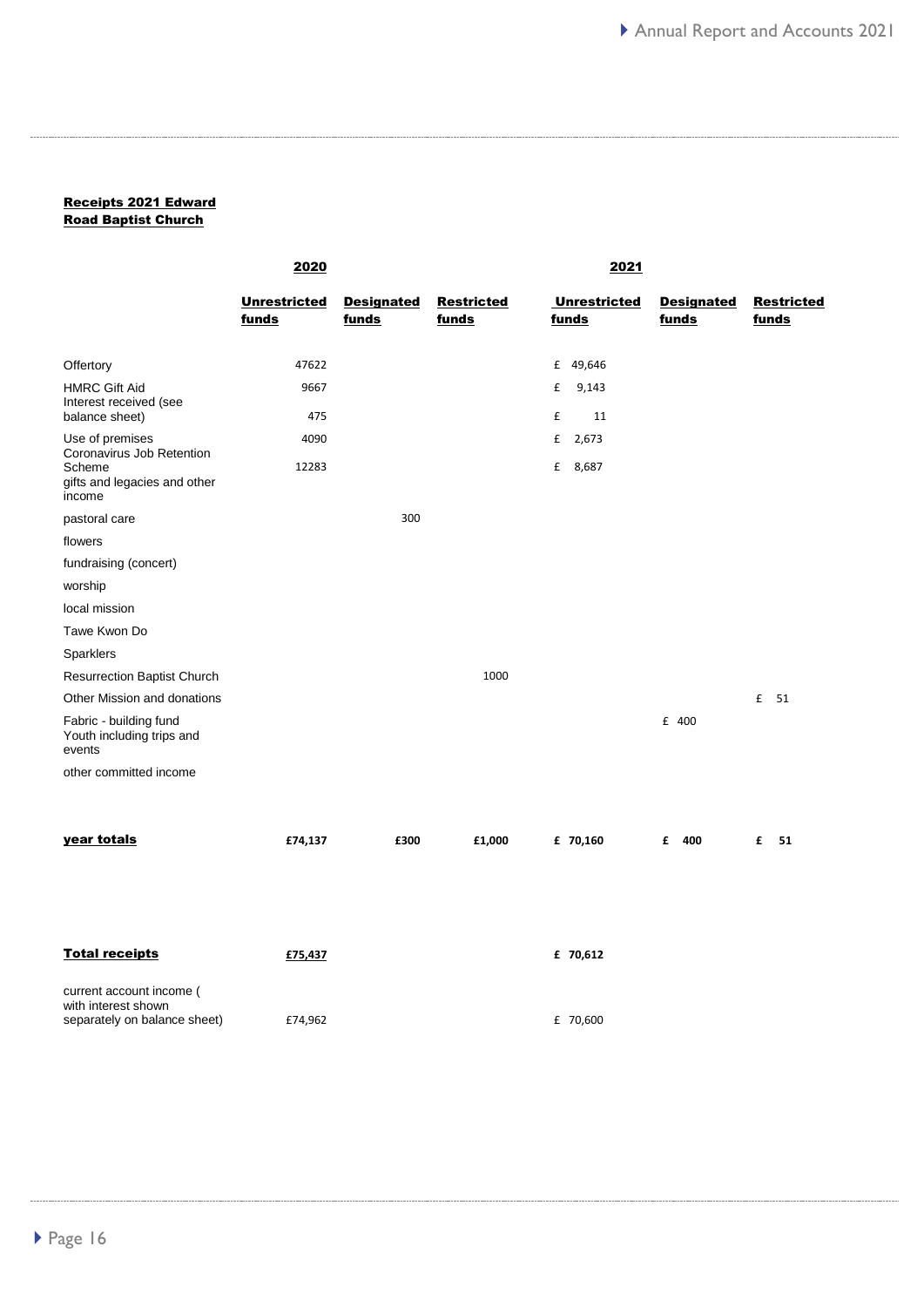**Receipts 2021 Edward Road Baptist Church**

| | 2020 | | | 2021 | | |
|---|---|---|---|---|---|---|
| | **Unrestricted funds** | **Designated funds** | **Restricted funds** | **Unrestricted funds** | **Designated funds** | **Restricted funds** |
| Offertory | 47622 | | | £ 49,646 | | |
| HMRC Gift Aid | 9667 | | | £ 9,143 | | |
| Interest received (see balance sheet) | 475 | | | £ 11 | | |
| Use of premises | 4090 | | | £ 2,673 | | |
| Coronavirus Job Retention Scheme | 12283 | | | £ 8,687 | | |
| gifts and legacies and other income | | | | | | |
| pastoral care | | 300 | | | | |
| flowers | | | | | | |
| fundraising (concert) | | | | | | |
| worship | | | | | | |
| local mission | | | | | | |
| Tawe Kwon Do | | | | | | |
| Sparklers | | | | | | |
| Resurrection Baptist Church | | | 1000 | | | |
| Other Mission and donations | | | | | | £ 51 |
| Fabric - building fund | | | | | £ 400 | |
| Youth including trips and events | | | | | | |
| other committed income | | | | | | |
| **year totals** | **£74,137** | **£300** | **£1,000** | **£ 70,160** | **£ 400** | **£ 51** |
| **Total receipts** | **£75,437** | | | **£ 70,612** | | |
| current account income ( with interest shown separately on balance sheet) | £74,962 | | | £ 70,600 | | |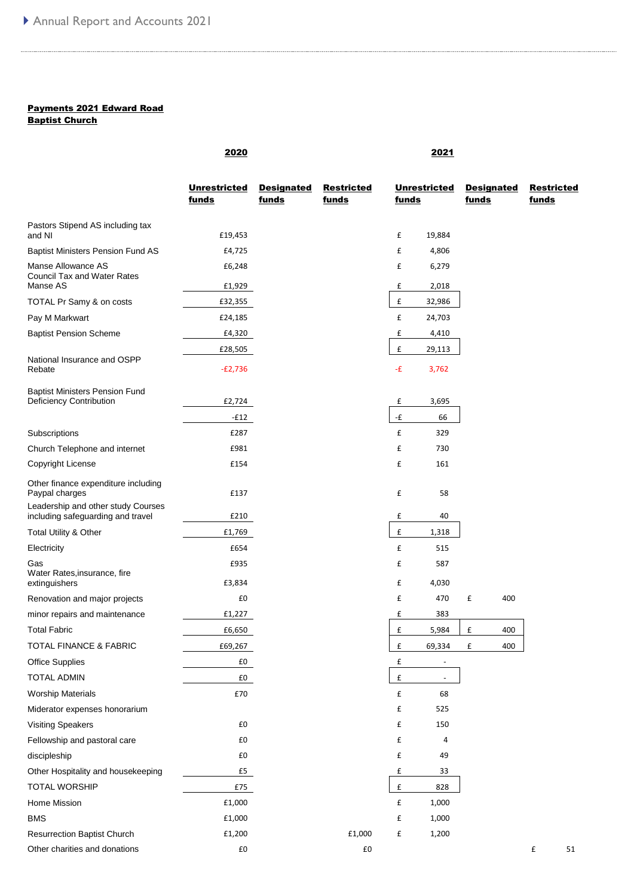**Payments 2021 Edward Road Baptist Church**

| | 2020 | | | 2021 | | |
|---|---|---|---|---|---|---|
| | **Unrestricted funds** | **Designated funds** | **Restricted funds** | **Unrestricted funds** | **Designated funds** | **Restricted funds** |
| Pastors Stipend AS including tax and NI | £19,453 | | | £ 19,884 | | |
| Baptist Ministers Pension Fund AS | £4,725 | | | £ 4,806 | | |
| Manse Allowance AS | £6,248 | | | £ 6,279 | | |
| Council Tax and Water Rates Manse AS | £1,929 | | | £ 2,018 | | |
| TOTAL Pr Samy & on costs | £32,355 | | | £ 32,986 | | |
| Pay M Markwart | £24,185 | | | £ 24,703 | | |
| Baptist Pension Scheme | £4,320 | | | £ 4,410 | | |
| | £28,505 | | | £ 29,113 | | |
| National Insurance and OSPP Rebate | -£2,736 | | | -£ 3,762 | | |
| Baptist Ministers Pension Fund Deficiency Contribution | £2,724 | | | £ 3,695 | | |
| | -£12 | | | -£ 66 | | |
| Subscriptions | £287 | | | £ 329 | | |
| Church Telephone and internet | £981 | | | £ 730 | | |
| Copyright License | £154 | | | £ 161 | | |
| Other finance expenditure including Paypal charges | £137 | | | £ 58 | | |
| Leadership and other study Courses including safeguarding and travel | £210 | | | £ 40 | | |
| Total Utility & Other | £1,769 | | | £ 1,318 | | |
| Electricity | £654 | | | £ 515 | | |
| Gas | £935 | | | £ 587 | | |
| Water Rates,insurance, fire extinguishers | £3,834 | | | £ 4,030 | | |
| Renovation and major projects | £0 | | | £ 470 | £ 400 | |
| minor repairs and maintenance | £1,227 | | | £ 383 | | |
| Total Fabric | £6,650 | | | £ 5,984 | £ 400 | |
| TOTAL FINANCE & FABRIC | £69,267 | | | £ 69,334 | £ 400 | |
| Office Supplies | £0 | | | £ - | | |
| TOTAL ADMIN | £0 | | | £ - | | |
| Worship Materials | £70 | | | £ 68 | | |
| Miderator expenses honorarium | | | | £ 525 | | |
| Visiting Speakers | £0 | | | £ 150 | | |
| Fellowship and pastoral care | £0 | | | £ 4 | | |
| discipleship | £0 | | | £ 49 | | |
| Other Hospitality and housekeeping | £5 | | | £ 33 | | |
| TOTAL WORSHIP | £75 | | | £ 828 | | |
| Home Mission | £1,000 | | | £ 1,000 | | |
| BMS | £1,000 | | | £ 1,000 | | |
| Resurrection Baptist Church | £1,200 | | £1,000 | £ 1,200 | | |
| Other charities and donations | £0 | | £0 | | | £ 51 |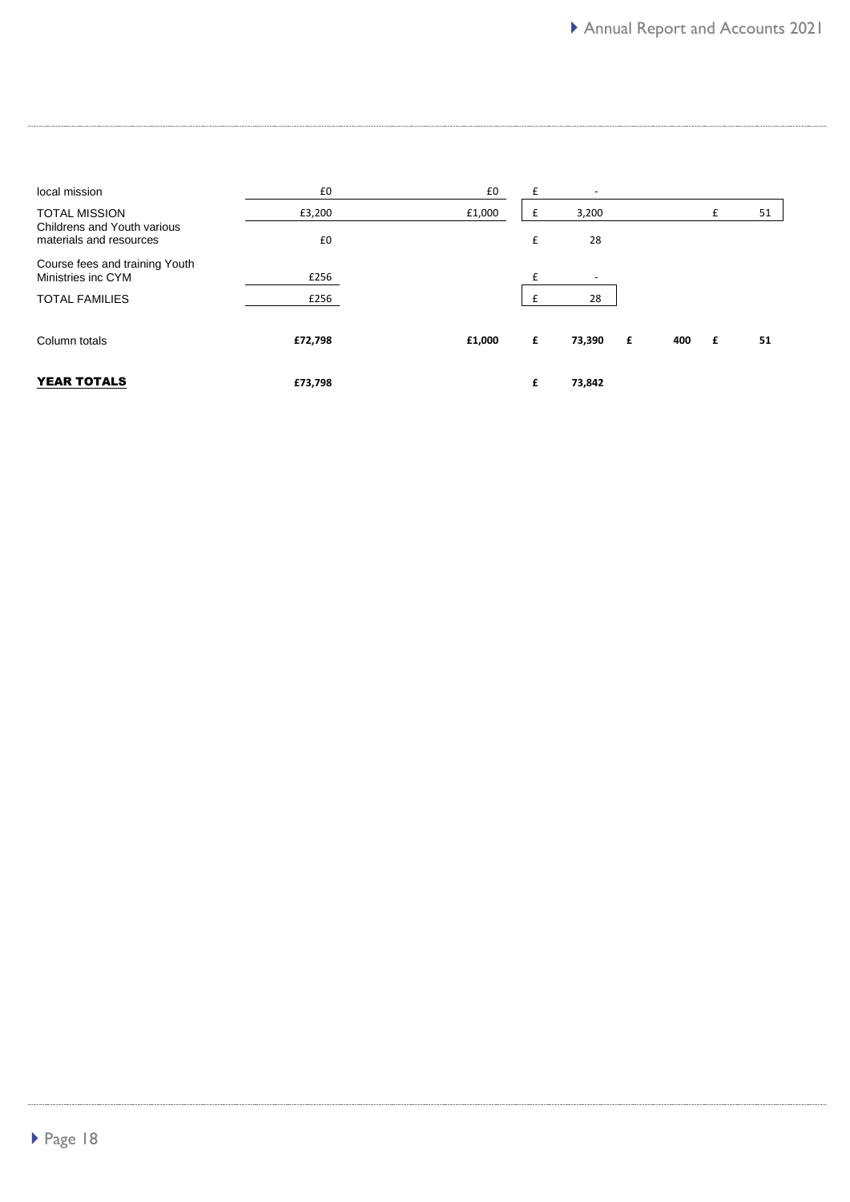| | | | | | |
|---|---|---|---|---|---|
| local mission | £0 | £0 | £ - | | |
| TOTAL MISSION | £3,200 | £1,000 | £ 3,200 | | £ 51 |
| Childrens and Youth various materials and resources | £0 | | £ 28 | | |
| Course fees and training Youth Ministries inc CYM | £256 | | £ - | | |
| TOTAL FAMILIES | £256 | | £ 28 | | |
| Column totals | **£72,798** | **£1,000** | **£ 73,390** | **£ 400** | **£ 51** |
| **YEAR TOTALS** | **£73,798** | | **£ 73,842** | | |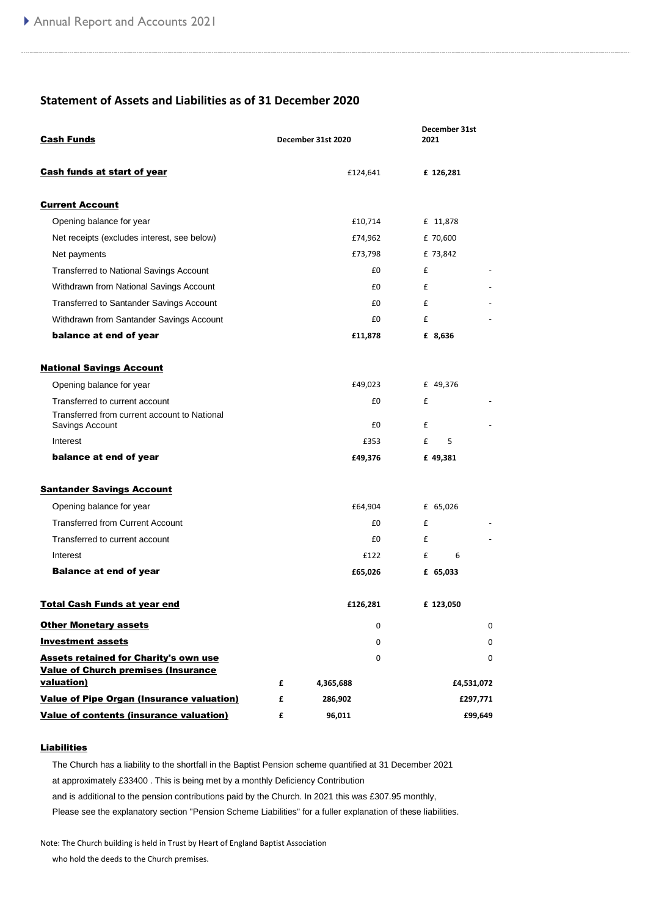## Statement of Assets and Liabilities as of 31 December 2020

| Cash Funds | December 31st 2020 | December 31st 2021 |
|---|---|---|
| **Cash funds at start of year** | £124,641 | **£ 126,281** |
| **Current Account** | | |
| Opening balance for year | £10,714 | £ 11,878 |
| Net receipts (excludes interest, see below) | £74,962 | £ 70,600 |
| Net payments | £73,798 | £ 73,842 |
| Transferred to National Savings Account | £0 | £ - |
| Withdrawn from National Savings Account | £0 | £ - |
| Transferred to Santander Savings Account | £0 | £ - |
| Withdrawn from Santander Savings Account | £0 | £ - |
| **balance at end of year** | **£11,878** | **£ 8,636** |
| **National Savings Account** | | |
| Opening balance for year | £49,023 | £ 49,376 |
| Transferred to current account | £0 | £ - |
| Transferred from current account to National Savings Account | £0 | £ - |
| Interest | £353 | £ 5 |
| **balance at end of year** | **£49,376** | **£ 49,381** |
| **Santander Savings Account** | | |
| Opening balance for year | £64,904 | £ 65,026 |
| Transferred from Current Account | £0 | £ - |
| Transferred to current account | £0 | £ - |
| Interest | £122 | £ 6 |
| **Balance at end of year** | **£65,026** | **£ 65,033** |
| **Total Cash Funds at year end** | **£126,281** | **£ 123,050** |
| **Other Monetary assets** | 0 | 0 |
| **Investment assets** | 0 | 0 |
| **Assets retained for Charity's own use** | 0 | 0 |
| **Value of Church premises (Insurance valuation)** | **£ 4,365,688** | **£4,531,072** |
| **Value of Pipe Organ (Insurance valuation)** | **£ 286,902** | **£297,771** |
| **Value of contents (insurance valuation)** | **£ 96,011** | **£99,649** |

**Liabilities**

The Church has a liability to the shortfall in the Baptist Pension scheme quantified at 31 December 2021 at approximately £33400 . This is being met by a monthly Deficiency Contribution and is additional to the pension contributions paid by the Church. In 2021 this was £307.95 monthly, Please see the explanatory section "Pension Scheme Liabilities" for a fuller explanation of these liabilities.

Note: The Church building is held in Trust by Heart of England Baptist Association who hold the deeds to the Church premises.